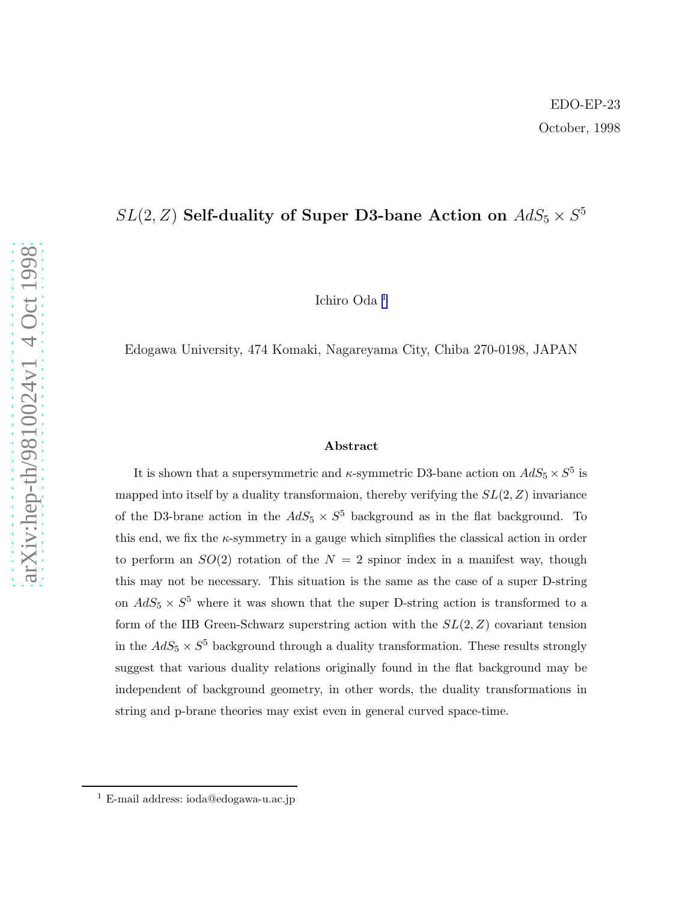EDO-EP-23

October, 1998

# $SL(2, Z)$ Self-duality of Super D3-bane Action on $AdS_5 \times S^5$

Ichiro Oda [1]

Edogawa University, 474 Komaki, Nagareyama City, Chiba 270-0198, JAPAN

### Abstract

It is shown that a supersymmetric and $\kappa$-symmetric D3-bane action on $AdS_5 \times S^5$ is mapped into itself by a duality transformaion, thereby verifying the $SL(2, Z)$ invariance of the D3-brane action in the $AdS_5 \times S^5$ background as in the flat background. To this end, we fix the $\kappa$-symmetry in a gauge which simplifies the classical action in order to perform an $SO(2)$ rotation of the $N = 2$ spinor index in a manifest way, though this may not be necessary. This situation is the same as the case of a super D-string on $AdS_5 \times S^5$ where it was shown that the super D-string action is transformed to a form of the IIB Green-Schwarz superstring action with the $SL(2, Z)$ covariant tension in the $AdS_5 \times S^5$ background through a duality transformation. These results strongly suggest that various duality relations originally found in the flat background may be independent of background geometry, in other words, the duality transformations in string and p-brane theories may exist even in general curved space-time.

[1] E-mail address: ioda@edogawa-u.ac.jp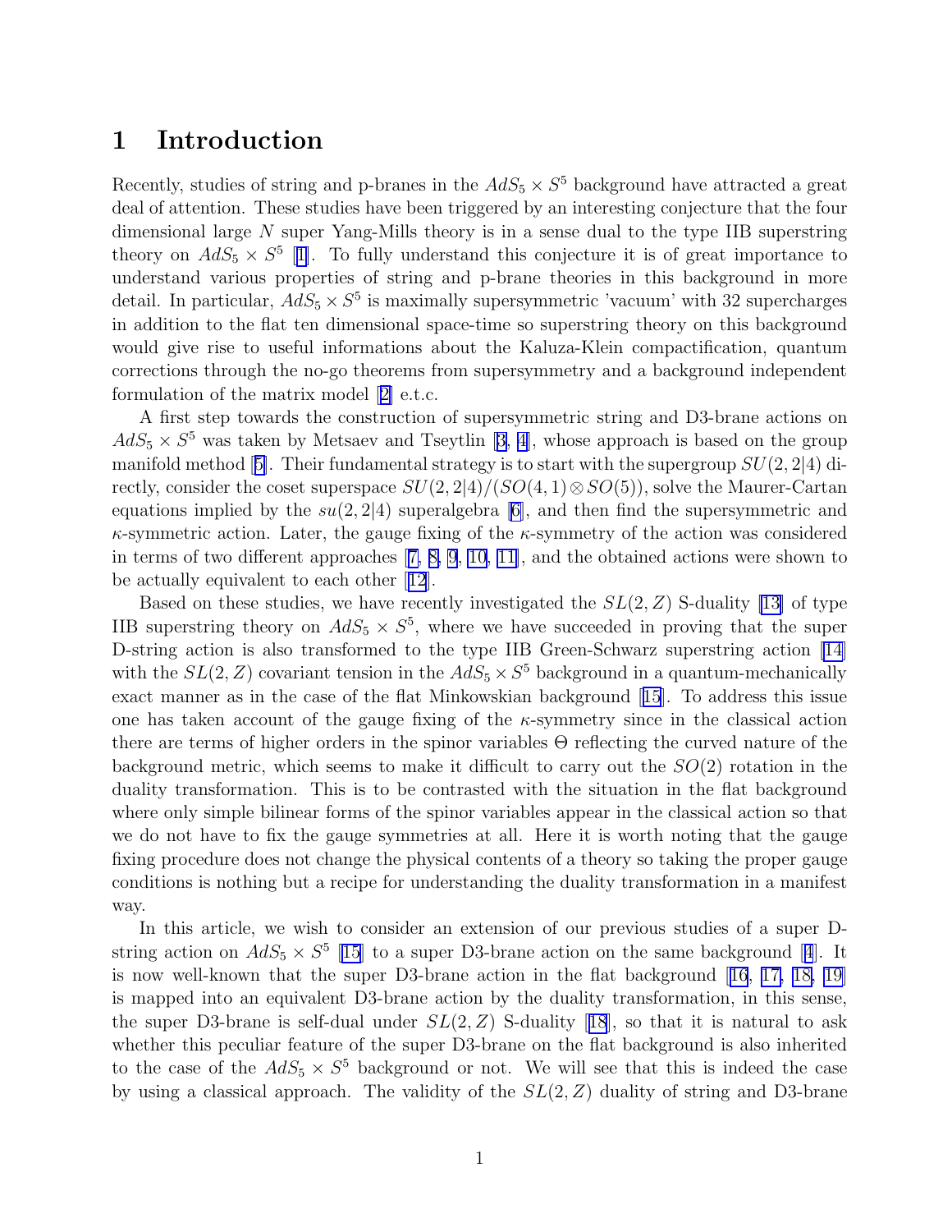# 1 Introduction

Recently, studies of string and p-branes in the $AdS_5 \times S^5$ background have attracted a great deal of attention. These studies have been triggered by an interesting conjecture that the four dimensional large $N$ super Yang-Mills theory is in a sense dual to the type IIB superstring theory on $AdS_5 \times S^5$ [1]. To fully understand this conjecture it is of great importance to understand various properties of string and p-brane theories in this background in more detail. In particular, $AdS_5 \times S^5$ is maximally supersymmetric 'vacuum' with 32 supercharges in addition to the flat ten dimensional space-time so superstring theory on this background would give rise to useful informations about the Kaluza-Klein compactification, quantum corrections through the no-go theorems from supersymmetry and a background independent formulation of the matrix model [2] e.t.c.

A first step towards the construction of supersymmetric string and D3-brane actions on $AdS_5 \times S^5$ was taken by Metsaev and Tseytlin [3, 4], whose approach is based on the group manifold method [5]. Their fundamental strategy is to start with the supergroup $SU(2,2|4)$ directly, consider the coset superspace $SU(2,2|4)/(SO(4,1) \otimes SO(5))$, solve the Maurer-Cartan equations implied by the $su(2,2|4)$ superalgebra [6], and then find the supersymmetric and $\kappa$-symmetric action. Later, the gauge fixing of the $\kappa$-symmetry of the action was considered in terms of two different approaches [7, 8, 9, 10, 11], and the obtained actions were shown to be actually equivalent to each other [12].

Based on these studies, we have recently investigated the $SL(2,Z)$ S-duality [13] of type IIB superstring theory on $AdS_5 \times S^5$, where we have succeeded in proving that the super D-string action is also transformed to the type IIB Green-Schwarz superstring action [14] with the $SL(2,Z)$ covariant tension in the $AdS_5 \times S^5$ background in a quantum-mechanically exact manner as in the case of the flat Minkowskian background [15]. To address this issue one has taken account of the gauge fixing of the $\kappa$-symmetry since in the classical action there are terms of higher orders in the spinor variables $\Theta$ reflecting the curved nature of the background metric, which seems to make it difficult to carry out the $SO(2)$ rotation in the duality transformation. This is to be contrasted with the situation in the flat background where only simple bilinear forms of the spinor variables appear in the classical action so that we do not have to fix the gauge symmetries at all. Here it is worth noting that the gauge fixing procedure does not change the physical contents of a theory so taking the proper gauge conditions is nothing but a recipe for understanding the duality transformation in a manifest way.

In this article, we wish to consider an extension of our previous studies of a super D-string action on $AdS_5 \times S^5$ [15] to a super D3-brane action on the same background [4]. It is now well-known that the super D3-brane action in the flat background [16, 17, 18, 19] is mapped into an equivalent D3-brane action by the duality transformation, in this sense, the super D3-brane is self-dual under $SL(2,Z)$ S-duality [18], so that it is natural to ask whether this peculiar feature of the super D3-brane on the flat background is also inherited to the case of the $AdS_5 \times S^5$ background or not. We will see that this is indeed the case by using a classical approach. The validity of the $SL(2,Z)$ duality of string and D3-brane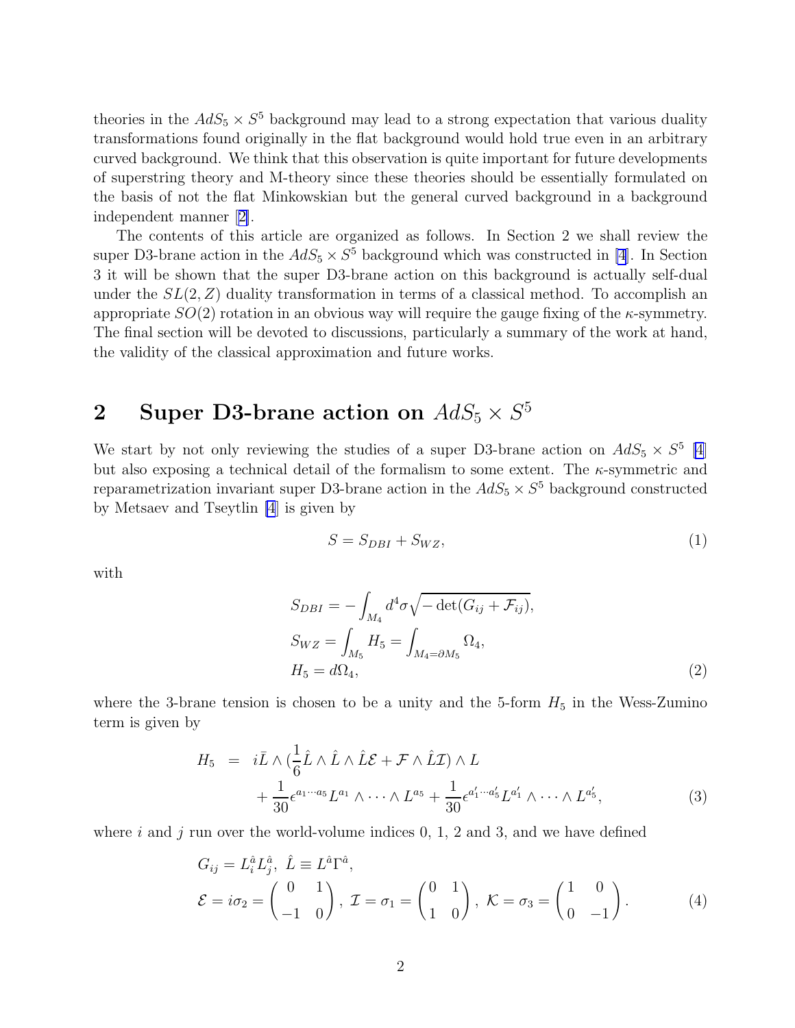theories in the $AdS_5 \times S^5$ background may lead to a strong expectation that various duality transformations found originally in the flat background would hold true even in an arbitrary curved background. We think that this observation is quite important for future developments of superstring theory and M-theory since these theories should be essentially formulated on the basis of not the flat Minkowskian but the general curved background in a background independent manner [2].

The contents of this article are organized as follows. In Section 2 we shall review the super D3-brane action in the $AdS_5 \times S^5$ background which was constructed in [4]. In Section 3 it will be shown that the super D3-brane action on this background is actually self-dual under the $SL(2,Z)$ duality transformation in terms of a classical method. To accomplish an appropriate $SO(2)$ rotation in an obvious way will require the gauge fixing of the $\kappa$-symmetry. The final section will be devoted to discussions, particularly a summary of the work at hand, the validity of the classical approximation and future works.

## 2 Super D3-brane action on $AdS_5 \times S^5$

We start by not only reviewing the studies of a super D3-brane action on $AdS_5 \times S^5$ [4] but also exposing a technical detail of the formalism to some extent. The $\kappa$-symmetric and reparametrization invariant super D3-brane action in the $AdS_5 \times S^5$ background constructed by Metsaev and Tseytlin [4] is given by

$$S = S_{DBI} + S_{WZ}, \tag{1}$$

with

$$
\begin{aligned}
S_{DBI} &= -\int_{M_4} d^4\sigma \sqrt{-\det(G_{ij} + \mathcal{F}_{ij})}, \\
S_{WZ} &= \int_{M_5} H_5 = \int_{M_4 = \partial M_5} \Omega_4, \\
H_5 &= d\Omega_4,
\end{aligned} \tag{2}
$$

where the 3-brane tension is chosen to be a unity and the 5-form $H_5$ in the Wess-Zumino term is given by

$$
\begin{aligned}
H_5 = \; & i\bar{L} \wedge (\frac{1}{6}\hat{L} \wedge \hat{L} \wedge \hat{L}\mathcal{E} + \mathcal{F} \wedge \hat{L}\mathcal{I}) \wedge L \\
& + \frac{1}{30}\epsilon^{a_1 \cdots a_5} L^{a_1} \wedge \cdots \wedge L^{a_5} + \frac{1}{30}\epsilon^{a_1' \cdots a_5'} L^{a_1'} \wedge \cdots \wedge L^{a_5'},
\end{aligned} \tag{3}
$$

where $i$ and $j$ run over the world-volume indices 0, 1, 2 and 3, and we have defined

$$
\begin{aligned}
& G_{ij} = L_i^{\hat{a}} L_j^{\hat{a}}, \; \hat{L} \equiv L^{\hat{a}} \Gamma^{\hat{a}}, \\
& \mathcal{E} = i\sigma_2 = \begin{pmatrix} 0 & 1 \\ -1 & 0 \end{pmatrix}, \; \mathcal{I} = \sigma_1 = \begin{pmatrix} 0 & 1 \\ 1 & 0 \end{pmatrix}, \; \mathcal{K} = \sigma_3 = \begin{pmatrix} 1 & 0 \\ 0 & -1 \end{pmatrix}.
\end{aligned} \tag{4}
$$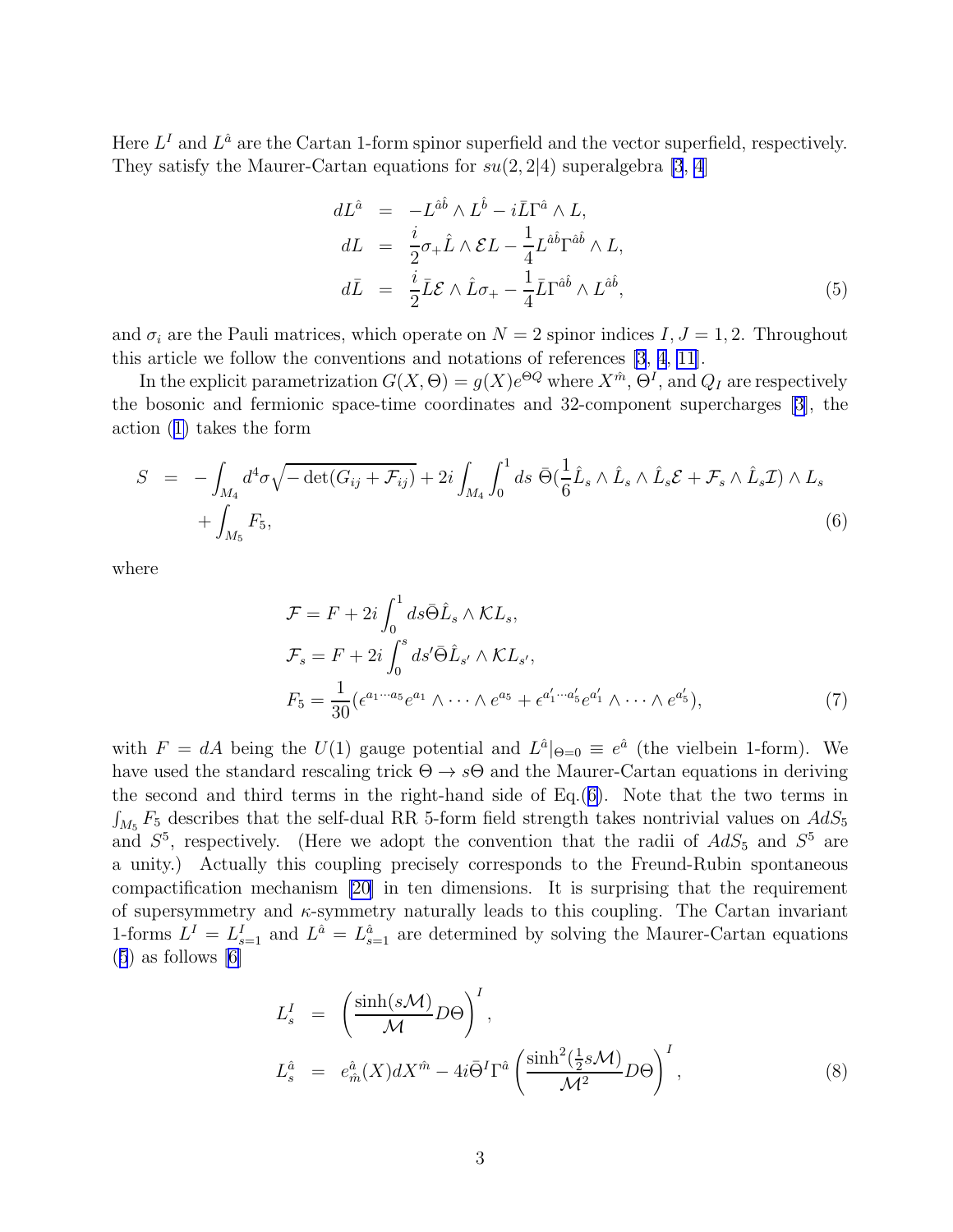Here $L^I$ and $L^{\hat{a}}$ are the Cartan 1-form spinor superfield and the vector superfield, respectively. They satisfy the Maurer-Cartan equations for $su(2,2|4)$ superalgebra [3, 4]

$$
\begin{aligned}
dL^{\hat{a}} &= -L^{\hat{a}\hat{b}} \wedge L^{\hat{b}} - i\bar{L}\Gamma^{\hat{a}} \wedge L, \\
dL &= \frac{i}{2}\sigma_+ \hat{L} \wedge \mathcal{E}L - \frac{1}{4}L^{\hat{a}\hat{b}}\Gamma^{\hat{a}\hat{b}} \wedge L, \\
d\bar{L} &= \frac{i}{2}\bar{L}\mathcal{E} \wedge \hat{L}\sigma_+ - \frac{1}{4}\bar{L}\Gamma^{\hat{a}\hat{b}} \wedge L^{\hat{a}\hat{b}},
\end{aligned} \tag{5}
$$

and $\sigma_i$ are the Pauli matrices, which operate on $N = 2$ spinor indices $I, J = 1, 2$. Throughout this article we follow the conventions and notations of references [3, 4, 11].

In the explicit parametrization $G(X, \Theta) = g(X)e^{\Theta Q}$ where $X^{\hat{m}}$, $\Theta^I$, and $Q_I$ are respectively the bosonic and fermionic space-time coordinates and 32-component supercharges [3], the action (1) takes the form

$$
\begin{aligned}
S &= -\int_{M_4} d^4\sigma \sqrt{-\det(G_{ij} + \mathcal{F}_{ij})} + 2i\int_{M_4}\int_0^1 ds\ \bar{\Theta}\left(\frac{1}{6}\hat{L}_s \wedge \hat{L}_s \wedge \hat{L}_s\mathcal{E} + \mathcal{F}_s \wedge \hat{L}_s\mathcal{I}\right) \wedge L_s \\
&\quad + \int_{M_5} F_5,
\end{aligned} \tag{6}
$$

where

$$
\begin{aligned}
&\mathcal{F} = F + 2i\int_0^1 ds \bar{\Theta}\hat{L}_s \wedge \mathcal{K}L_s, \\
&\mathcal{F}_s = F + 2i\int_0^s ds' \bar{\Theta}\hat{L}_{s'} \wedge \mathcal{K}L_{s'}, \\
&F_5 = \frac{1}{30}(\epsilon^{a_1\cdots a_5}e^{a_1} \wedge \cdots \wedge e^{a_5} + \epsilon^{a'_1\cdots a'_5}e^{a'_1} \wedge \cdots \wedge e^{a'_5}),
\end{aligned} \tag{7}
$$

with $F = dA$ being the $U(1)$ gauge potential and $L^{\hat{a}}|_{\Theta=0} \equiv e^{\hat{a}}$ (the vielbein 1-form). We have used the standard rescaling trick $\Theta \to s\Theta$ and the Maurer-Cartan equations in deriving the second and third terms in the right-hand side of Eq.(6). Note that the two terms in $\int_{M_5} F_5$ describes that the self-dual RR 5-form field strength takes nontrivial values on $AdS_5$ and $S^5$, respectively. (Here we adopt the convention that the radii of $AdS_5$ and $S^5$ are a unity.) Actually this coupling precisely corresponds to the Freund-Rubin spontaneous compactification mechanism [20] in ten dimensions. It is surprising that the requirement of supersymmetry and $\kappa$-symmetry naturally leads to this coupling. The Cartan invariant 1-forms $L^I = L^I_{s=1}$ and $L^{\hat{a}} = L^{\hat{a}}_{s=1}$ are determined by solving the Maurer-Cartan equations (5) as follows [6]

$$
\begin{aligned}
L^I_s &= \left(\frac{\sinh(s\mathcal{M})}{\mathcal{M}}D\Theta\right)^I, \\
L^{\hat{a}}_s &= e^{\hat{a}}_{\hat{m}}(X)dX^{\hat{m}} - 4i\bar{\Theta}^I\Gamma^{\hat{a}}\left(\frac{\sinh^2(\frac{1}{2}s\mathcal{M})}{\mathcal{M}^2}D\Theta\right)^I,
\end{aligned} \tag{8}
$$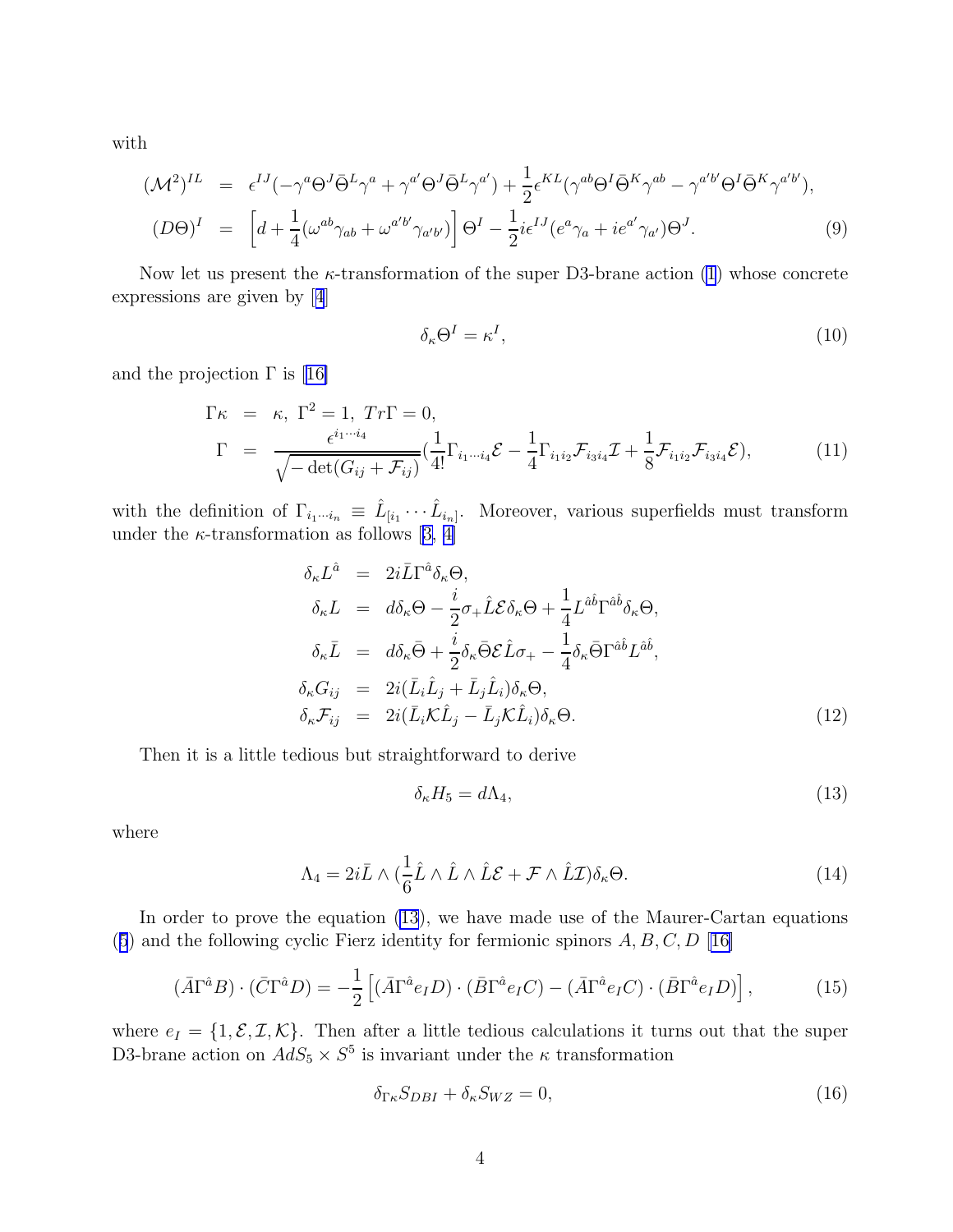with

$$
\begin{aligned}
(\mathcal{M}^2)^{IL} &= \epsilon^{IJ}(-\gamma^a\Theta^J\bar{\Theta}^L\gamma^a + \gamma^{a'}\Theta^J\bar{\Theta}^L\gamma^{a'}) + \frac{1}{2}\epsilon^{KL}(\gamma^{ab}\Theta^I\bar{\Theta}^K\gamma^{ab} - \gamma^{a'b'}\Theta^I\bar{\Theta}^K\gamma^{a'b'}), \\
(D\Theta)^I &= \left[d + \frac{1}{4}(\omega^{ab}\gamma_{ab} + \omega^{a'b'}\gamma_{a'b'})\right]\Theta^I - \frac{1}{2}i\epsilon^{IJ}(e^a\gamma_a + ie^{a'}\gamma_{a'})\Theta^J.
\end{aligned} \tag{9}
$$

Now let us present the $\kappa$-transformation of the super D3-brane action (1) whose concrete expressions are given by [4]

$$
\delta_\kappa \Theta^I = \kappa^I, \tag{10}
$$

and the projection $\Gamma$ is [16]

$$
\begin{aligned}
\Gamma\kappa &= \kappa, \ \Gamma^2 = 1, \ Tr\Gamma = 0, \\
\Gamma &= \frac{\epsilon^{i_1\cdots i_4}}{\sqrt{-\det(G_{ij}+\mathcal{F}_{ij})}}\left(\frac{1}{4!}\Gamma_{i_1\cdots i_4}\mathcal{E} - \frac{1}{4}\Gamma_{i_1 i_2}\mathcal{F}_{i_3 i_4}\mathcal{I} + \frac{1}{8}\mathcal{F}_{i_1 i_2}\mathcal{F}_{i_3 i_4}\mathcal{E}\right),
\end{aligned} \tag{11}
$$

with the definition of $\Gamma_{i_1\cdots i_n} \equiv \hat{L}_{[i_1}\cdots\hat{L}_{i_n]}$. Moreover, various superfields must transform under the $\kappa$-transformation as follows [3, 4]

$$
\begin{aligned}
\delta_\kappa L^{\hat{a}} &= 2i\bar{L}\Gamma^{\hat{a}}\delta_\kappa\Theta, \\
\delta_\kappa L &= d\delta_\kappa\Theta - \frac{i}{2}\sigma_+\hat{L}\mathcal{E}\delta_\kappa\Theta + \frac{1}{4}L^{\hat{a}\hat{b}}\Gamma^{\hat{a}\hat{b}}\delta_\kappa\Theta, \\
\delta_\kappa \bar{L} &= d\delta_\kappa\bar{\Theta} + \frac{i}{2}\delta_\kappa\bar{\Theta}\mathcal{E}\hat{L}\sigma_+ - \frac{1}{4}\delta_\kappa\bar{\Theta}\Gamma^{\hat{a}\hat{b}}L^{\hat{a}\hat{b}}, \\
\delta_\kappa G_{ij} &= 2i(\bar{L}_i\hat{L}_j + \bar{L}_j\hat{L}_i)\delta_\kappa\Theta, \\
\delta_\kappa \mathcal{F}_{ij} &= 2i(\bar{L}_i\mathcal{K}\hat{L}_j - \bar{L}_j\mathcal{K}\hat{L}_i)\delta_\kappa\Theta.
\end{aligned} \tag{12}
$$

Then it is a little tedious but straightforward to derive

$$
\delta_\kappa H_5 = d\Lambda_4, \tag{13}
$$

where

$$
\Lambda_4 = 2i\bar{L}\wedge\left(\frac{1}{6}\hat{L}\wedge\hat{L}\wedge\hat{L}\mathcal{E} + \mathcal{F}\wedge\hat{L}\mathcal{I}\right)\delta_\kappa\Theta. \tag{14}
$$

In order to prove the equation (13), we have made use of the Maurer-Cartan equations (5) and the following cyclic Fierz identity for fermionic spinors $A, B, C, D$ [16]

$$
(\bar{A}\Gamma^{\hat{a}}B)\cdot(\bar{C}\Gamma^{\hat{a}}D) = -\frac{1}{2}\left[(\bar{A}\Gamma^{\hat{a}}e_I D)\cdot(\bar{B}\Gamma^{\hat{a}}e_I C) - (\bar{A}\Gamma^{\hat{a}}e_I C)\cdot(\bar{B}\Gamma^{\hat{a}}e_I D)\right], \tag{15}
$$

where $e_I = \{1, \mathcal{E}, \mathcal{I}, \mathcal{K}\}$. Then after a little tedious calculations it turns out that the super D3-brane action on $AdS_5\times S^5$ is invariant under the $\kappa$ transformation

$$
\delta_{\Gamma\kappa}S_{DBI} + \delta_\kappa S_{WZ} = 0, \tag{16}
$$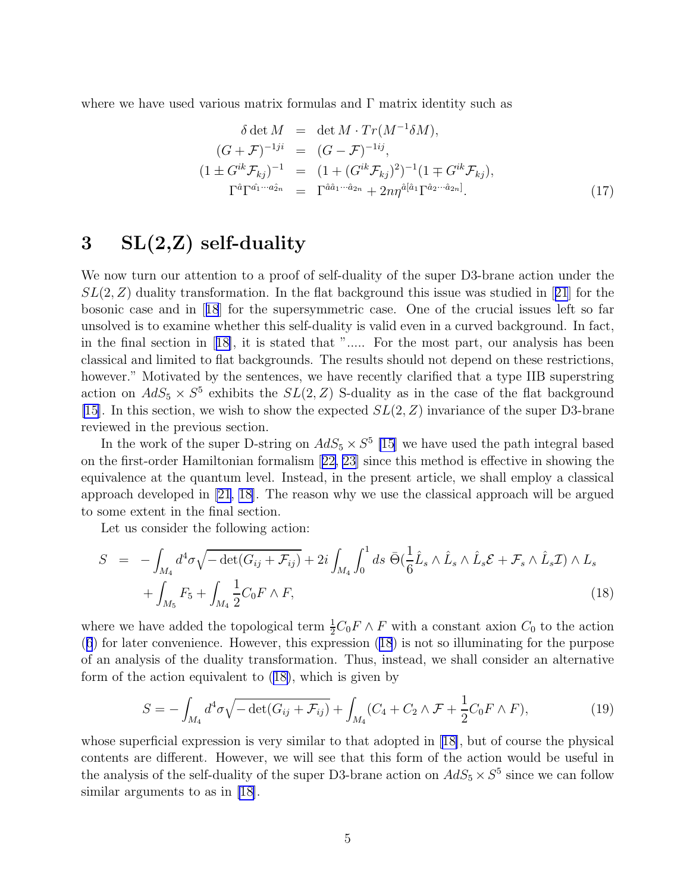where we have used various matrix formulas and $\Gamma$ matrix identity such as

$$
\begin{aligned}
\delta \det M &= \det M \cdot Tr(M^{-1}\delta M), \\
(G+\mathcal{F})^{-1ji} &= (G-\mathcal{F})^{-1ij}, \\
(1 \pm G^{ik}\mathcal{F}_{kj})^{-1} &= (1+(G^{ik}\mathcal{F}_{kj})^2)^{-1}(1 \mp G^{ik}\mathcal{F}_{kj}), \\
\Gamma^{\hat{a}}\Gamma^{\hat{a_1}\cdots\hat{a_{2n}}} &= \Gamma^{\hat{a}\hat{a}_1\cdots\hat{a}_{2n}} + 2n\eta^{\hat{a}[\hat{a}_1}\Gamma^{\hat{a}_2\cdots\hat{a}_{2n}]}.
\end{aligned}
\tag{17}
$$

# 3 SL(2,Z) self-duality

We now turn our attention to a proof of self-duality of the super D3-brane action under the $SL(2,Z)$ duality transformation. In the flat background this issue was studied in [21] for the bosonic case and in [18] for the supersymmetric case. One of the crucial issues left so far unsolved is to examine whether this self-duality is valid even in a curved background. In fact, in the final section in [18], it is stated that "..... For the most part, our analysis has been classical and limited to flat backgrounds. The results should not depend on these restrictions, however." Motivated by the sentences, we have recently clarified that a type IIB superstring action on $AdS_5 \times S^5$ exhibits the $SL(2,Z)$ S-duality as in the case of the flat background [15]. In this section, we wish to show the expected $SL(2,Z)$ invariance of the super D3-brane reviewed in the previous section.

In the work of the super D-string on $AdS_5 \times S^5$ [15] we have used the path integral based on the first-order Hamiltonian formalism [22, 23] since this method is effective in showing the equivalence at the quantum level. Instead, in the present article, we shall employ a classical approach developed in [21, 18]. The reason why we use the classical approach will be argued to some extent in the final section.

Let us consider the following action:

$$
\begin{aligned}
S &= -\int_{M_4} d^4\sigma \sqrt{-\det(G_{ij}+\mathcal{F}_{ij})} + 2i\int_{M_4}\int_0^1 ds\ \bar{\Theta}(\frac{1}{6}\hat{L}_s \wedge \hat{L}_s \wedge \hat{L}_s\mathcal{E} + \mathcal{F}_s \wedge \hat{L}_s\mathcal{I}) \wedge L_s \\
&\quad + \int_{M_5} F_5 + \int_{M_4} \frac{1}{2}C_0 F \wedge F,
\end{aligned}
\tag{18}
$$

where we have added the topological term $\frac{1}{2}C_0 F \wedge F$ with a constant axion $C_0$ to the action (6) for later convenience. However, this expression (18) is not so illuminating for the purpose of an analysis of the duality transformation. Thus, instead, we shall consider an alternative form of the action equivalent to (18), which is given by

$$
S = -\int_{M_4} d^4\sigma \sqrt{-\det(G_{ij}+\mathcal{F}_{ij})} + \int_{M_4}(C_4 + C_2 \wedge \mathcal{F} + \frac{1}{2}C_0 F \wedge F),
\tag{19}
$$

whose superficial expression is very similar to that adopted in [18], but of course the physical contents are different. However, we will see that this form of the action would be useful in the analysis of the self-duality of the super D3-brane action on $AdS_5 \times S^5$ since we can follow similar arguments to as in [18].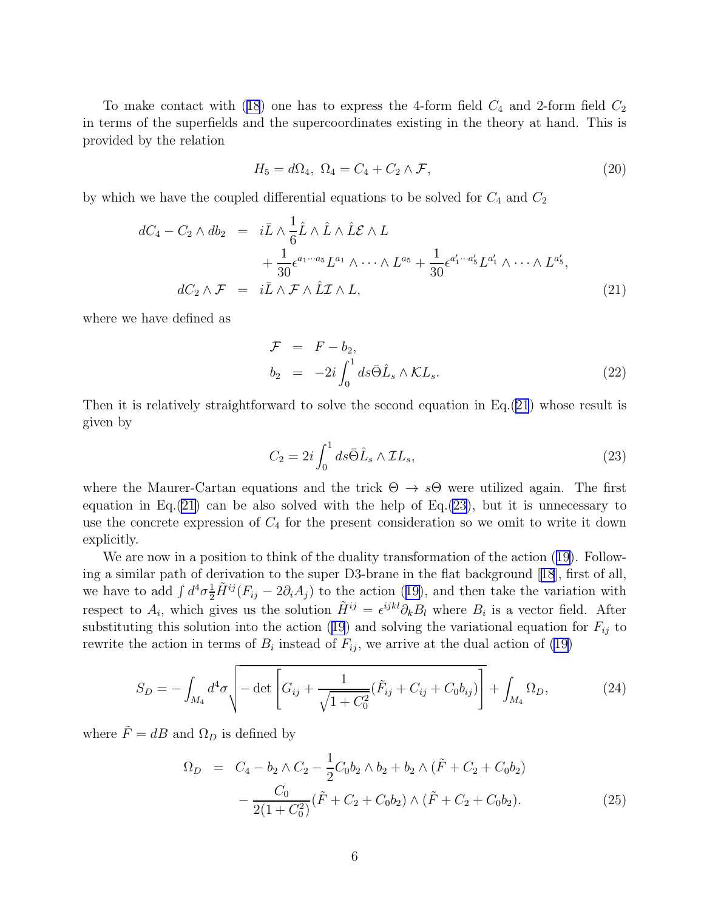To make contact with (18) one has to express the 4-form field $C_4$ and 2-form field $C_2$ in terms of the superfields and the supercoordinates existing in the theory at hand. This is provided by the relation

$$H_5 = d\Omega_4, \ \Omega_4 = C_4 + C_2 \wedge \mathcal{F}, \tag{20}$$

by which we have the coupled differential equations to be solved for $C_4$ and $C_2$

$$\begin{aligned} dC_4 - C_2 \wedge db_2 &= i\bar{L} \wedge \frac{1}{6}\hat{L} \wedge \hat{L} \wedge \hat{L}\mathcal{E} \wedge L \\ &\quad + \frac{1}{30}\epsilon^{a_1 \cdots a_5} L^{a_1} \wedge \cdots \wedge L^{a_5} + \frac{1}{30}\epsilon^{a'_1 \cdots a'_5} L^{a'_1} \wedge \cdots \wedge L^{a'_5}, \\ dC_2 \wedge \mathcal{F} &= i\bar{L} \wedge \mathcal{F} \wedge \hat{L}\mathcal{I} \wedge L, \end{aligned} \tag{21}$$

where we have defined as

$$\begin{aligned} \mathcal{F} &= F - b_2, \\ b_2 &= -2i \int_0^1 ds \bar{\Theta} \hat{L}_s \wedge \mathcal{K} L_s. \end{aligned} \tag{22}$$

Then it is relatively straightforward to solve the second equation in Eq.(21) whose result is given by

$$C_2 = 2i \int_0^1 ds \bar{\Theta} \hat{L}_s \wedge \mathcal{I} L_s, \tag{23}$$

where the Maurer-Cartan equations and the trick $\Theta \to s\Theta$ were utilized again. The first equation in Eq.(21) can be also solved with the help of Eq.(23), but it is unnecessary to use the concrete expression of $C_4$ for the present consideration so we omit to write it down explicitly.

We are now in a position to think of the duality transformation of the action (19). Following a similar path of derivation to the super D3-brane in the flat background [18], first of all, we have to add $\int d^4\sigma \frac{1}{2}\tilde{H}^{ij}(F_{ij} - 2\partial_i A_j)$ to the action (19), and then take the variation with respect to $A_i$, which gives us the solution $\tilde{H}^{ij} = \epsilon^{ijkl}\partial_k B_l$ where $B_i$ is a vector field. After substituting this solution into the action (19) and solving the variational equation for $F_{ij}$ to rewrite the action in terms of $B_i$ instead of $F_{ij}$, we arrive at the dual action of (19)

$$S_D = -\int_{M_4} d^4\sigma \sqrt{-\det\left[G_{ij} + \frac{1}{\sqrt{1+C_0^2}}(\tilde{F}_{ij} + C_{ij} + C_0 b_{ij})\right]} + \int_{M_4} \Omega_D, \tag{24}$$

where $\tilde{F} = dB$ and $\Omega_D$ is defined by

$$\begin{aligned} \Omega_D &= C_4 - b_2 \wedge C_2 - \frac{1}{2}C_0 b_2 \wedge b_2 + b_2 \wedge (\tilde{F} + C_2 + C_0 b_2) \\ &\quad - \frac{C_0}{2(1+C_0^2)}(\tilde{F} + C_2 + C_0 b_2) \wedge (\tilde{F} + C_2 + C_0 b_2). \end{aligned} \tag{25}$$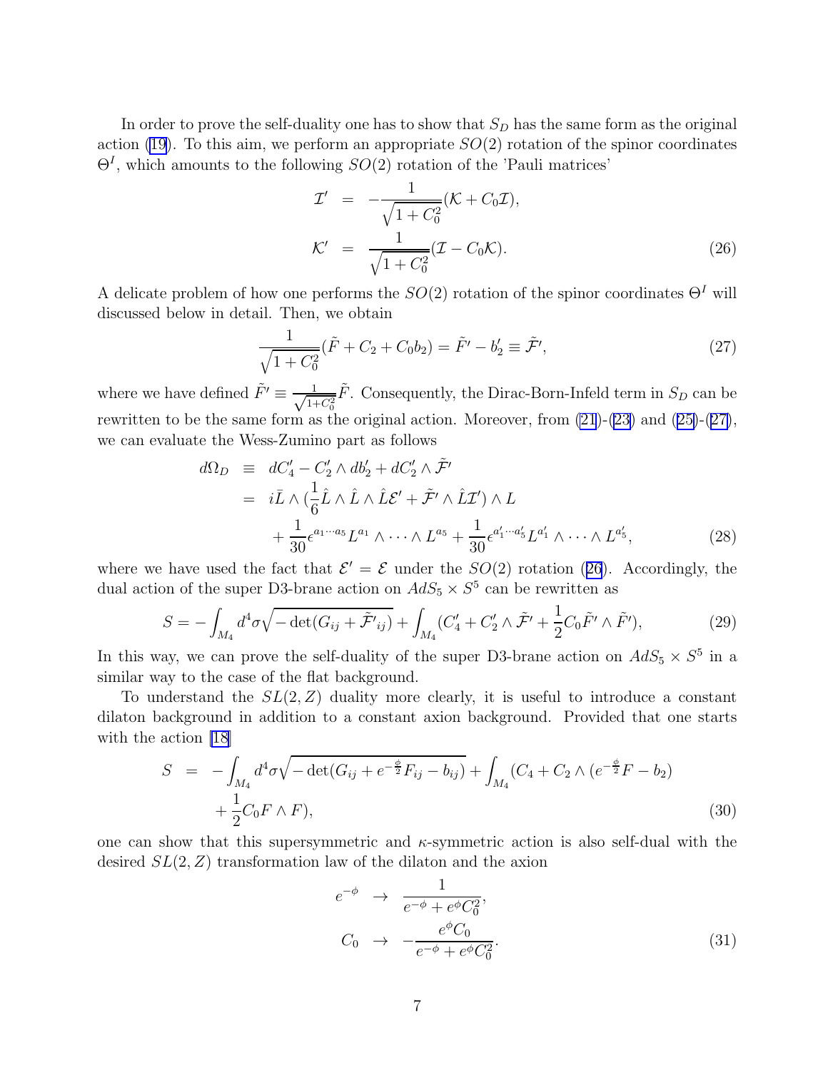In order to prove the self-duality one has to show that $S_D$ has the same form as the original action (19). To this aim, we perform an appropriate $SO(2)$ rotation of the spinor coordinates $\Theta^I$, which amounts to the following $SO(2)$ rotation of the 'Pauli matrices'

$$
\begin{aligned}
\mathcal{I}' &= -\frac{1}{\sqrt{1+C_0^2}}(\mathcal{K} + C_0 \mathcal{I}), \\
\mathcal{K}' &= \frac{1}{\sqrt{1+C_0^2}}(\mathcal{I} - C_0 \mathcal{K}).
\end{aligned} \tag{26}
$$

A delicate problem of how one performs the $SO(2)$ rotation of the spinor coordinates $\Theta^I$ will discussed below in detail. Then, we obtain

$$
\frac{1}{\sqrt{1+C_0^2}}(\tilde{F} + C_2 + C_0 b_2) = \tilde{F}' - b_2' \equiv \tilde{\mathcal{F}}', \tag{27}
$$

where we have defined $\tilde{F}' \equiv \frac{1}{\sqrt{1+C_0^2}}\tilde{F}$. Consequently, the Dirac-Born-Infeld term in $S_D$ can be rewritten to be the same form as the original action. Moreover, from (21)-(23) and (25)-(27), we can evaluate the Wess-Zumino part as follows

$$
\begin{aligned}
d\Omega_D &\equiv dC_4' - C_2' \wedge db_2' + dC_2' \wedge \tilde{\mathcal{F}}' \\
&= i\bar{L} \wedge (\frac{1}{6}\hat{L} \wedge \hat{L} \wedge \hat{L}\mathcal{E}' + \tilde{\mathcal{F}}' \wedge \hat{L}\mathcal{I}') \wedge L \\
&\quad + \frac{1}{30}\epsilon^{a_1 \cdots a_5} L^{a_1} \wedge \cdots \wedge L^{a_5} + \frac{1}{30}\epsilon^{a_1' \cdots a_5'} L^{a_1'} \wedge \cdots \wedge L^{a_5'},
\end{aligned} \tag{28}
$$

where we have used the fact that $\mathcal{E}' = \mathcal{E}$ under the $SO(2)$ rotation (26). Accordingly, the dual action of the super D3-brane action on $AdS_5 \times S^5$ can be rewritten as

$$
S = -\int_{M_4} d^4\sigma \sqrt{-\det(G_{ij} + \tilde{\mathcal{F}'}_{ij})} + \int_{M_4} (C_4' + C_2' \wedge \tilde{\mathcal{F}}' + \frac{1}{2}C_0 \tilde{F}' \wedge \tilde{F}'), \tag{29}
$$

In this way, we can prove the self-duality of the super D3-brane action on $AdS_5 \times S^5$ in a similar way to the case of the flat background.

To understand the $SL(2,Z)$ duality more clearly, it is useful to introduce a constant dilaton background in addition to a constant axion background. Provided that one starts with the action [18]

$$
\begin{aligned}
S &= -\int_{M_4} d^4\sigma \sqrt{-\det(G_{ij} + e^{-\frac{\phi}{2}}F_{ij} - b_{ij})} + \int_{M_4} (C_4 + C_2 \wedge (e^{-\frac{\phi}{2}}F - b_2) \\
&\quad + \frac{1}{2}C_0 F \wedge F),
\end{aligned} \tag{30}
$$

one can show that this supersymmetric and $\kappa$-symmetric action is also self-dual with the desired $SL(2,Z)$ transformation law of the dilaton and the axion

$$
\begin{aligned}
e^{-\phi} &\rightarrow \frac{1}{e^{-\phi} + e^{\phi}C_0^2}, \\
C_0 &\rightarrow -\frac{e^{\phi}C_0}{e^{-\phi} + e^{\phi}C_0^2}.
\end{aligned} \tag{31}
$$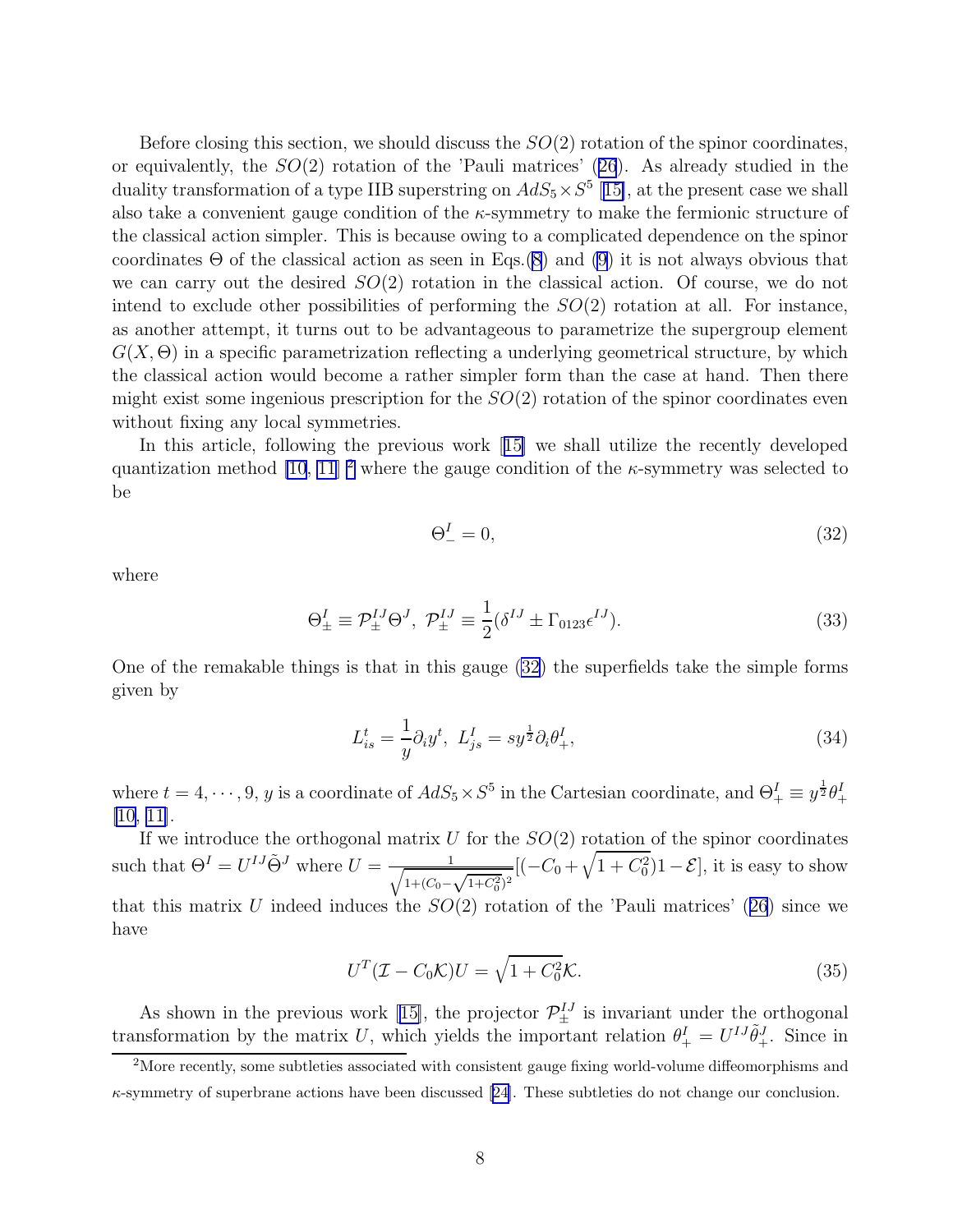Before closing this section, we should discuss the $SO(2)$ rotation of the spinor coordinates, or equivalently, the $SO(2)$ rotation of the 'Pauli matrices' (26). As already studied in the duality transformation of a type IIB superstring on $AdS_5 \times S^5$ [15], at the present case we shall also take a convenient gauge condition of the $\kappa$-symmetry to make the fermionic structure of the classical action simpler. This is because owing to a complicated dependence on the spinor coordinates $\Theta$ of the classical action as seen in Eqs.(8) and (9) it is not always obvious that we can carry out the desired $SO(2)$ rotation in the classical action. Of course, we do not intend to exclude other possibilities of performing the $SO(2)$ rotation at all. For instance, as another attempt, it turns out to be advantageous to parametrize the supergroup element $G(X, \Theta)$ in a specific parametrization reflecting a underlying geometrical structure, by which the classical action would become a rather simpler form than the case at hand. Then there might exist some ingenious prescription for the $SO(2)$ rotation of the spinor coordinates even without fixing any local symmetries.

In this article, following the previous work [15] we shall utilize the recently developed quantization method [10, 11] [2] where the gauge condition of the $\kappa$-symmetry was selected to be

$$\Theta^I_- = 0, \tag{32}$$

where

$$\Theta^I_\pm \equiv \mathcal{P}^{IJ}_\pm \Theta^J, \ \mathcal{P}^{IJ}_\pm \equiv \frac{1}{2}(\delta^{IJ} \pm \Gamma_{0123}\epsilon^{IJ}). \tag{33}$$

One of the remakable things is that in this gauge (32) the superfields take the simple forms given by

$$L^t_{is} = \frac{1}{y}\partial_i y^t, \ L^I_{js} = s y^{\frac{1}{2}} \partial_i \theta^I_+, \tag{34}$$

where $t = 4, \cdots, 9$, $y$ is a coordinate of $AdS_5 \times S^5$ in the Cartesian coordinate, and $\Theta^I_+ \equiv y^{\frac{1}{2}} \theta^I_+$ [10, 11].

If we introduce the orthogonal matrix $U$ for the $SO(2)$ rotation of the spinor coordinates such that $\Theta^I = U^{IJ}\tilde{\Theta}^J$ where $U = \frac{1}{\sqrt{1+(C_0 - \sqrt{1+C_0^2})^2}}[(-C_0 + \sqrt{1+C_0^2})1 - \mathcal{E}]$, it is easy to show that this matrix $U$ indeed induces the $SO(2)$ rotation of the 'Pauli matrices' (26) since we have

$$U^T(\mathcal{I} - C_0\mathcal{K})U = \sqrt{1+C_0^2}\mathcal{K}. \tag{35}$$

As shown in the previous work [15], the projector $\mathcal{P}^{IJ}_\pm$ is invariant under the orthogonal transformation by the matrix $U$, which yields the important relation $\theta^I_+ = U^{IJ}\tilde{\theta}^J_+$. Since in

[2] More recently, some subtleties associated with consistent gauge fixing world-volume diffeomorphisms and $\kappa$-symmetry of superbrane actions have been discussed [24]. These subtleties do not change our conclusion.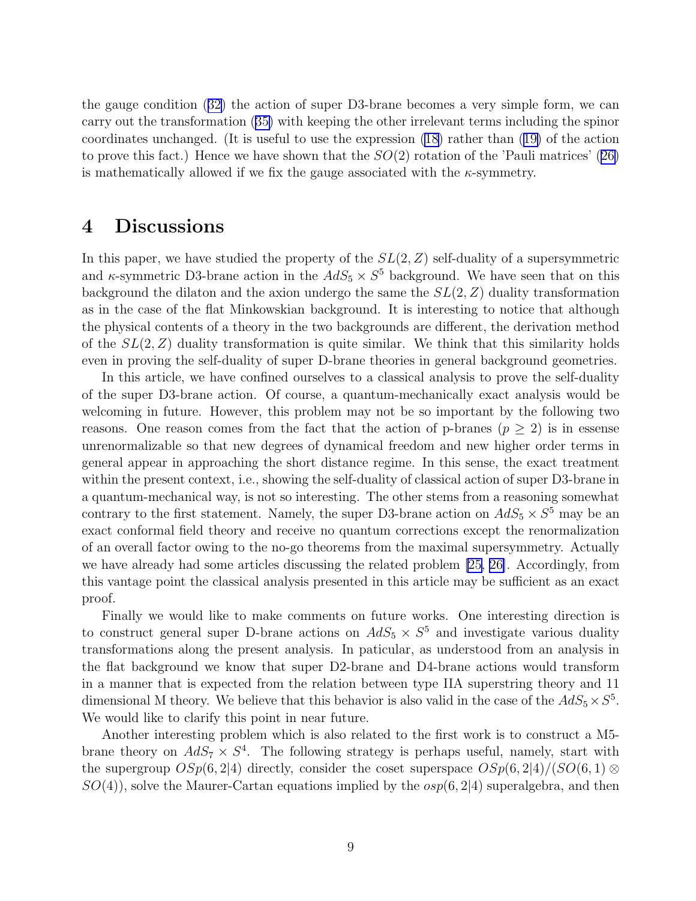the gauge condition (32) the action of super D3-brane becomes a very simple form, we can carry out the transformation (35) with keeping the other irrelevant terms including the spinor coordinates unchanged. (It is useful to use the expression (18) rather than (19) of the action to prove this fact.) Hence we have shown that the $SO(2)$ rotation of the 'Pauli matrices' (26) is mathematically allowed if we fix the gauge associated with the $\kappa$-symmetry.

# 4 Discussions

In this paper, we have studied the property of the $SL(2, Z)$ self-duality of a supersymmetric and $\kappa$-symmetric D3-brane action in the $AdS_5 \times S^5$ background. We have seen that on this background the dilaton and the axion undergo the same the $SL(2, Z)$ duality transformation as in the case of the flat Minkowskian background. It is interesting to notice that although the physical contents of a theory in the two backgrounds are different, the derivation method of the $SL(2, Z)$ duality transformation is quite similar. We think that this similarity holds even in proving the self-duality of super D-brane theories in general background geometries.

In this article, we have confined ourselves to a classical analysis to prove the self-duality of the super D3-brane action. Of course, a quantum-mechanically exact analysis would be welcoming in future. However, this problem may not be so important by the following two reasons. One reason comes from the fact that the action of p-branes ($p \geq 2$) is in essense unrenormalizable so that new degrees of dynamical freedom and new higher order terms in general appear in approaching the short distance regime. In this sense, the exact treatment within the present context, i.e., showing the self-duality of classical action of super D3-brane in a quantum-mechanical way, is not so interesting. The other stems from a reasoning somewhat contrary to the first statement. Namely, the super D3-brane action on $AdS_5 \times S^5$ may be an exact conformal field theory and receive no quantum corrections except the renormalization of an overall factor owing to the no-go theorems from the maximal supersymmetry. Actually we have already had some articles discussing the related problem [25, 26]. Accordingly, from this vantage point the classical analysis presented in this article may be sufficient as an exact proof.

Finally we would like to make comments on future works. One interesting direction is to construct general super D-brane actions on $AdS_5 \times S^5$ and investigate various duality transformations along the present analysis. In paticular, as understood from an analysis in the flat background we know that super D2-brane and D4-brane actions would transform in a manner that is expected from the relation between type IIA superstring theory and 11 dimensional M theory. We believe that this behavior is also valid in the case of the $AdS_5 \times S^5$. We would like to clarify this point in near future.

Another interesting problem which is also related to the first work is to construct a M5-brane theory on $AdS_7 \times S^4$. The following strategy is perhaps useful, namely, start with the supergroup $OSp(6, 2|4)$ directly, consider the coset superspace $OSp(6, 2|4)/(SO(6, 1) \otimes SO(4))$, solve the Maurer-Cartan equations implied by the $osp(6, 2|4)$ superalgebra, and then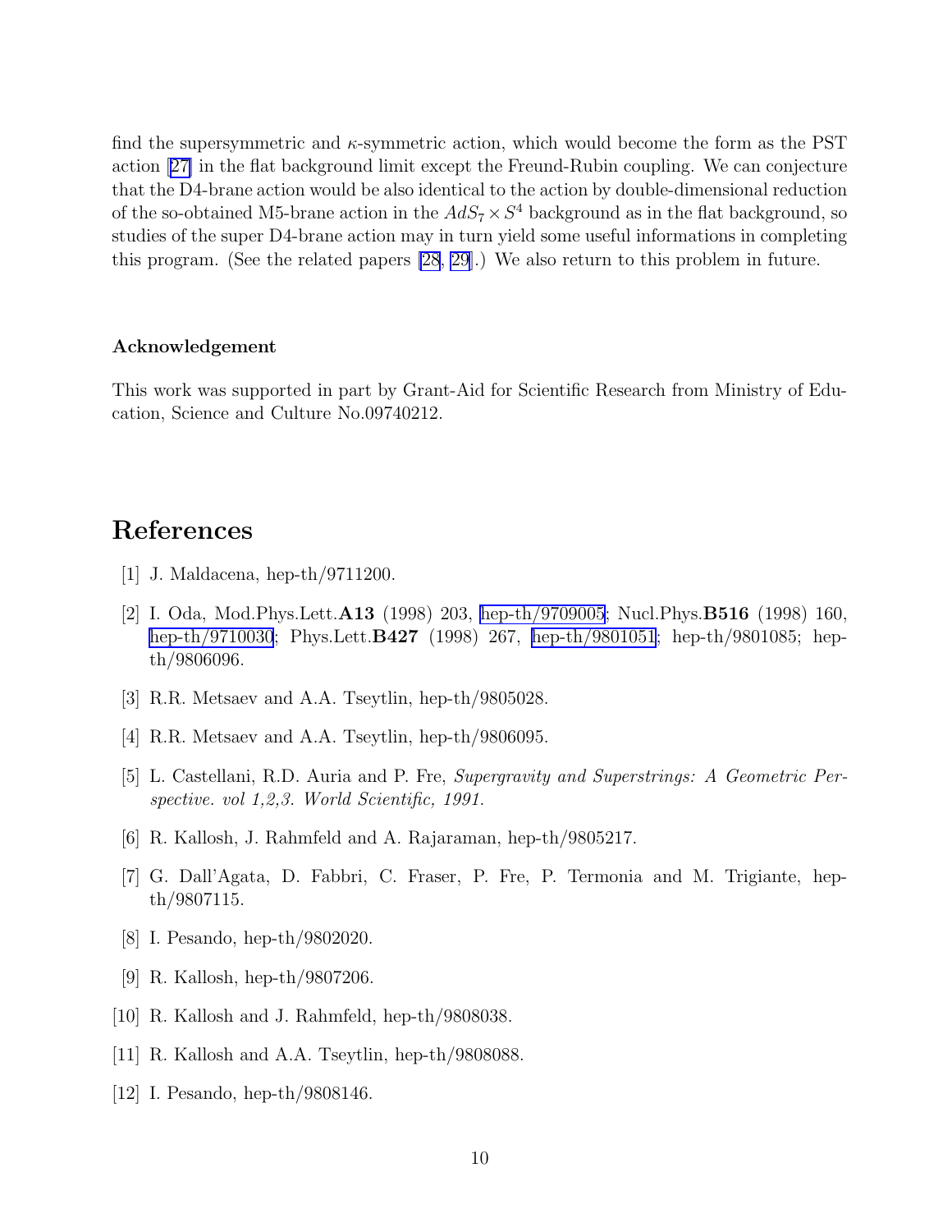find the supersymmetric and $\kappa$-symmetric action, which would become the form as the PST action [27] in the flat background limit except the Freund-Rubin coupling. We can conjecture that the D4-brane action would be also identical to the action by double-dimensional reduction of the so-obtained M5-brane action in the $AdS_7 \times S^4$ background as in the flat background, so studies of the super D4-brane action may in turn yield some useful informations in completing this program. (See the related papers [28, 29].) We also return to this problem in future.

### Acknowledgement

This work was supported in part by Grant-Aid for Scientific Research from Ministry of Education, Science and Culture No.09740212.

# References

[1] J. Maldacena, hep-th/9711200.

[2] I. Oda, Mod.Phys.Lett.**A13** (1998) 203, hep-th/9709005; Nucl.Phys.**B516** (1998) 160, hep-th/9710030; Phys.Lett.**B427** (1998) 267, hep-th/9801051; hep-th/9801085; hep-th/9806096.

[3] R.R. Metsaev and A.A. Tseytlin, hep-th/9805028.

[4] R.R. Metsaev and A.A. Tseytlin, hep-th/9806095.

[5] L. Castellani, R.D. Auria and P. Fre, *Supergravity and Superstrings: A Geometric Perspective. vol 1,2,3. World Scientific, 1991.*

[6] R. Kallosh, J. Rahmfeld and A. Rajaraman, hep-th/9805217.

[7] G. Dall'Agata, D. Fabbri, C. Fraser, P. Fre, P. Termonia and M. Trigiante, hep-th/9807115.

[8] I. Pesando, hep-th/9802020.

[9] R. Kallosh, hep-th/9807206.

[10] R. Kallosh and J. Rahmfeld, hep-th/9808038.

[11] R. Kallosh and A.A. Tseytlin, hep-th/9808088.

[12] I. Pesando, hep-th/9808146.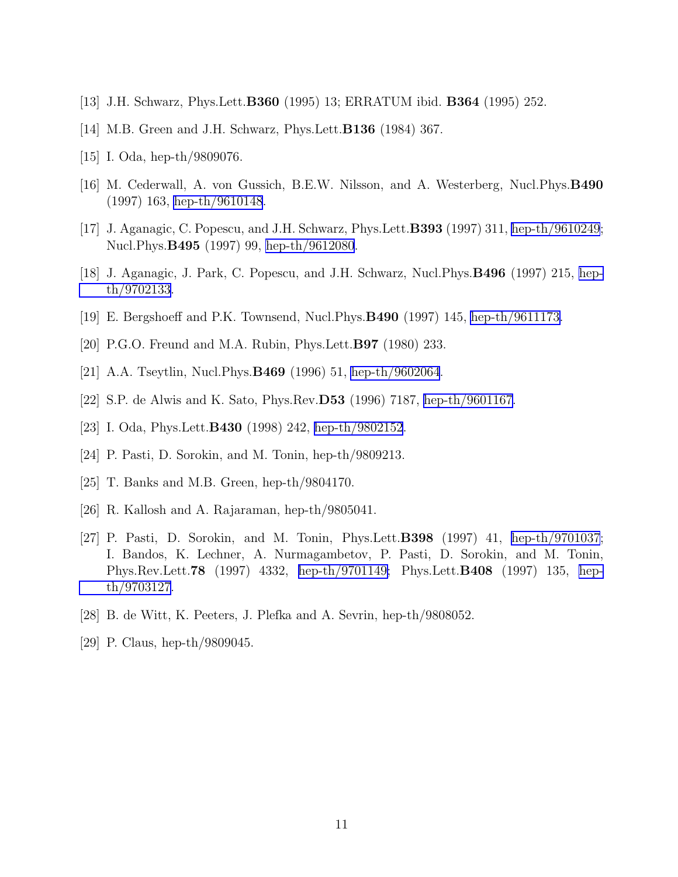[13] J.H. Schwarz, Phys.Lett.**B360** (1995) 13; ERRATUM ibid. **B364** (1995) 252.

[14] M.B. Green and J.H. Schwarz, Phys.Lett.**B136** (1984) 367.

[15] I. Oda, hep-th/9809076.

[16] M. Cederwall, A. von Gussich, B.E.W. Nilsson, and A. Westerberg, Nucl.Phys.**B490** (1997) 163, hep-th/9610148.

[17] J. Aganagic, C. Popescu, and J.H. Schwarz, Phys.Lett.**B393** (1997) 311, hep-th/9610249; Nucl.Phys.**B495** (1997) 99, hep-th/9612080.

[18] J. Aganagic, J. Park, C. Popescu, and J.H. Schwarz, Nucl.Phys.**B496** (1997) 215, hep-th/9702133.

[19] E. Bergshoeff and P.K. Townsend, Nucl.Phys.**B490** (1997) 145, hep-th/9611173.

[20] P.G.O. Freund and M.A. Rubin, Phys.Lett.**B97** (1980) 233.

[21] A.A. Tseytlin, Nucl.Phys.**B469** (1996) 51, hep-th/9602064.

[22] S.P. de Alwis and K. Sato, Phys.Rev.**D53** (1996) 7187, hep-th/9601167.

[23] I. Oda, Phys.Lett.**B430** (1998) 242, hep-th/9802152.

[24] P. Pasti, D. Sorokin, and M. Tonin, hep-th/9809213.

[25] T. Banks and M.B. Green, hep-th/9804170.

[26] R. Kallosh and A. Rajaraman, hep-th/9805041.

[27] P. Pasti, D. Sorokin, and M. Tonin, Phys.Lett.**B398** (1997) 41, hep-th/9701037; I. Bandos, K. Lechner, A. Nurmagambetov, P. Pasti, D. Sorokin, and M. Tonin, Phys.Rev.Lett.**78** (1997) 4332, hep-th/9701149; Phys.Lett.**B408** (1997) 135, hep-th/9703127.

[28] B. de Witt, K. Peeters, J. Plefka and A. Sevrin, hep-th/9808052.

[29] P. Claus, hep-th/9809045.